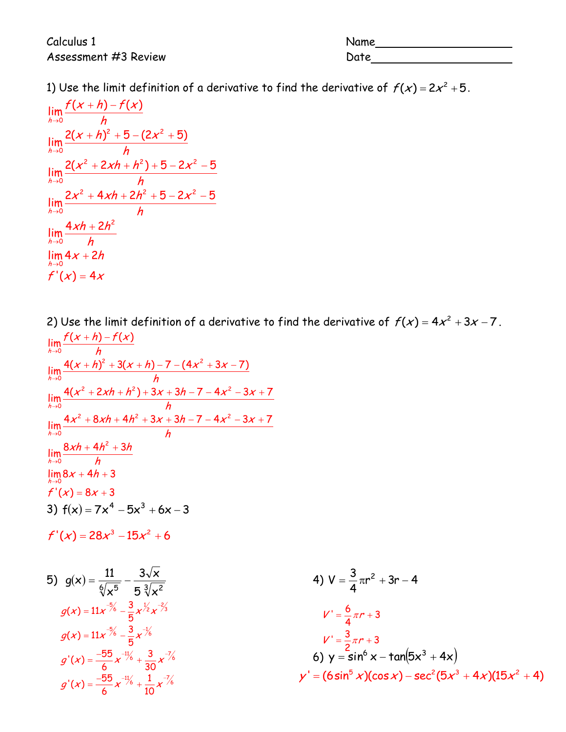Calculus 1

Assessment #3 Review

Name____________________

Date____________________

1) Use the limit definition of a derivative to find the derivative of $f(x) = 2x^2 + 5$.

$$\lim_{h \to 0} \frac{f(x+h) - f(x)}{h}$$

$$\lim_{h \to 0} \frac{2(x+h)^2 + 5 - (2x^2 + 5)}{h}$$

$$\lim_{h \to 0} \frac{2(x^2 + 2xh + h^2) + 5 - 2x^2 - 5}{h}$$

$$\lim_{h \to 0} \frac{2x^2 + 4xh + 2h^2 + 5 - 2x^2 - 5}{h}$$

$$\lim_{h \to 0} \frac{4xh + 2h^2}{h}$$

$$\lim_{h \to 0} 4x + 2h$$

$$f'(x) = 4x$$

2) Use the limit definition of a derivative to find the derivative of $f(x) = 4x^2 + 3x - 7$.

$$\lim_{h \to 0} \frac{f(x+h) - f(x)}{h}$$

$$\lim_{h \to 0} \frac{4(x+h)^2 + 3(x+h) - 7 - (4x^2 + 3x - 7)}{h}$$

$$\lim_{h \to 0} \frac{4(x^2 + 2xh + h^2) + 3x + 3h - 7 - 4x^2 - 3x + 7}{h}$$

$$\lim_{h \to 0} \frac{4x^2 + 8xh + 4h^2 + 3x + 3h - 7 - 4x^2 - 3x + 7}{h}$$

$$\lim_{h \to 0} \frac{8xh + 4h^2 + 3h}{h}$$

$$\lim_{h \to 0} 8x + 4h + 3$$

$$f'(x) = 8x + 3$$

3) $f(x) = 7x^4 - 5x^3 + 6x - 3$

$$f'(x) = 28x^3 - 15x^2 + 6$$

5) $g(x) = \dfrac{11}{\sqrt[6]{x^5}} - \dfrac{3\sqrt{x}}{5\sqrt[3]{x^2}}$

$$g(x) = 11x^{-5/6} - \frac{3}{5}x^{1/2}x^{-2/3}$$

$$g(x) = 11x^{-5/6} - \frac{3}{5}x^{-1/6}$$

$$g'(x) = \frac{-55}{6}x^{-11/6} + \frac{3}{30}x^{-7/6}$$

$$g'(x) = \frac{-55}{6}x^{-11/6} + \frac{1}{10}x^{-7/6}$$

4) $V = \dfrac{3}{4}\pi r^2 + 3r - 4$

$$V' = \frac{6}{4}\pi r + 3$$

$$V' = \frac{3}{2}\pi r + 3$$

6) $y = \sin^6 x - \tan(5x^3 + 4x)$

$$y' = (6\sin^5 x)(\cos x) - \sec^2(5x^3 + 4x)(15x^2 + 4)$$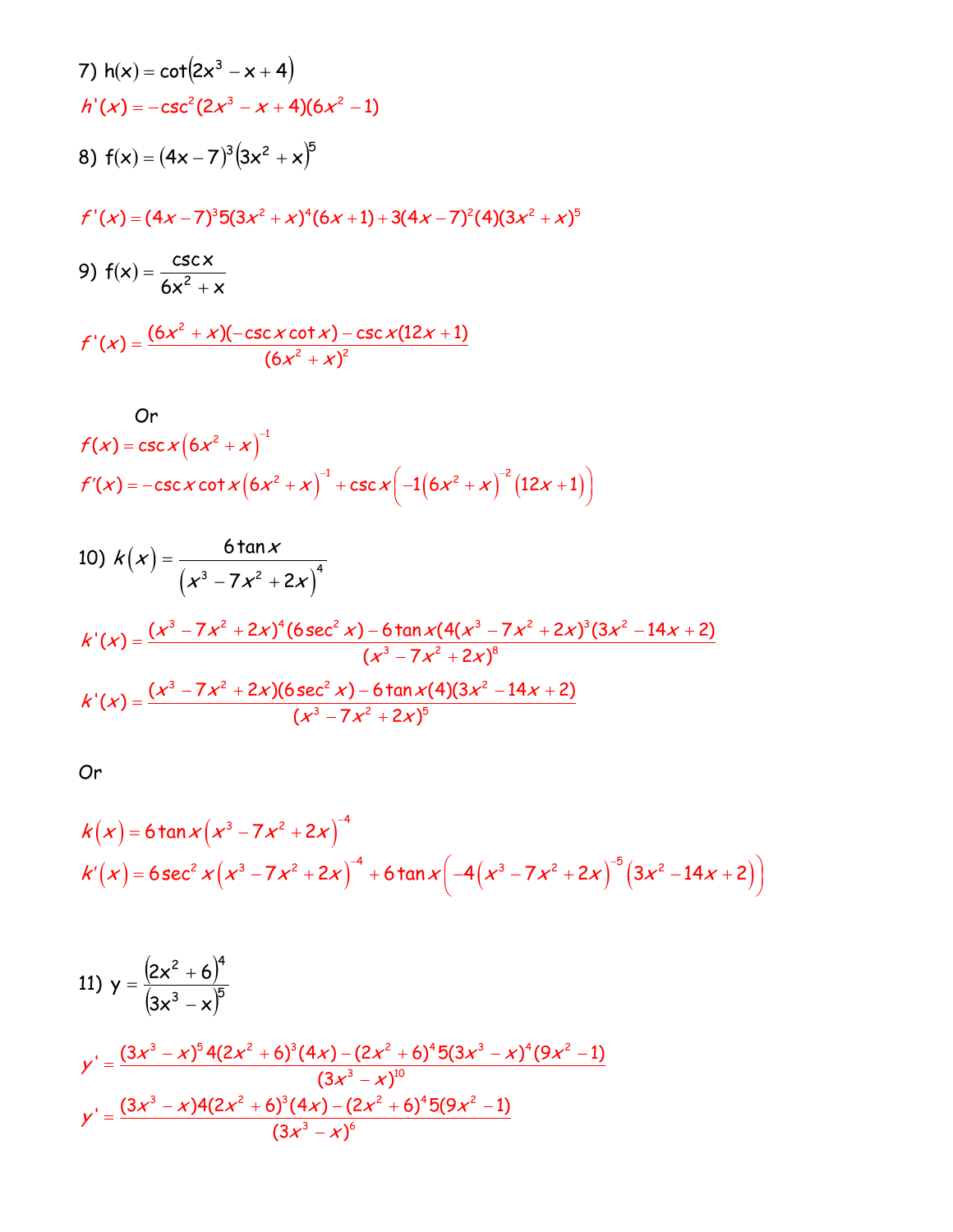7) $h(x) = \cot\left(2x^3 - x + 4\right)$

$$h'(x) = -\csc^2(2x^3 - x + 4)(6x^2 - 1)$$

8) $f(x) = (4x-7)^3\left(3x^2 + x\right)^5$

$$f'(x) = (4x-7)^3 5(3x^2+x)^4(6x+1) + 3(4x-7)^2(4)(3x^2+x)^5$$

9) $f(x) = \dfrac{\csc x}{6x^2 + x}$

$$f'(x) = \frac{(6x^2+x)(-\csc x \cot x) - \csc x(12x+1)}{(6x^2+x)^2}$$

Or

$$f(x) = \csc x\left(6x^2 + x\right)^{-1}$$

$$f'(x) = -\csc x \cot x\left(6x^2+x\right)^{-1} + \csc x\left(-1\left(6x^2+x\right)^{-2}\left(12x+1\right)\right)$$

10) $k(x) = \dfrac{6\tan x}{\left(x^3 - 7x^2 + 2x\right)^4}$

$$k'(x) = \frac{(x^3-7x^2+2x)^4(6\sec^2 x) - 6\tan x(4(x^3-7x^2+2x)^3(3x^2-14x+2)}{(x^3-7x^2+2x)^8}$$

$$k'(x) = \frac{(x^3-7x^2+2x)(6\sec^2 x) - 6\tan x(4)(3x^2-14x+2)}{(x^3-7x^2+2x)^5}$$

Or

$$k(x) = 6\tan x\left(x^3 - 7x^2 + 2x\right)^{-4}$$

$$k'(x) = 6\sec^2 x\left(x^3-7x^2+2x\right)^{-4} + 6\tan x\left(-4\left(x^3-7x^2+2x\right)^{-5}\left(3x^2-14x+2\right)\right)$$

11) $y = \dfrac{\left(2x^2+6\right)^4}{\left(3x^3 - x\right)^5}$

$$y' = \frac{(3x^3-x)^5 4(2x^2+6)^3(4x) - (2x^2+6)^4 5(3x^3-x)^4(9x^2-1)}{(3x^3-x)^{10}}$$

$$y' = \frac{(3x^3-x)4(2x^2+6)^3(4x) - (2x^2+6)^4 5(9x^2-1)}{(3x^3-x)^6}$$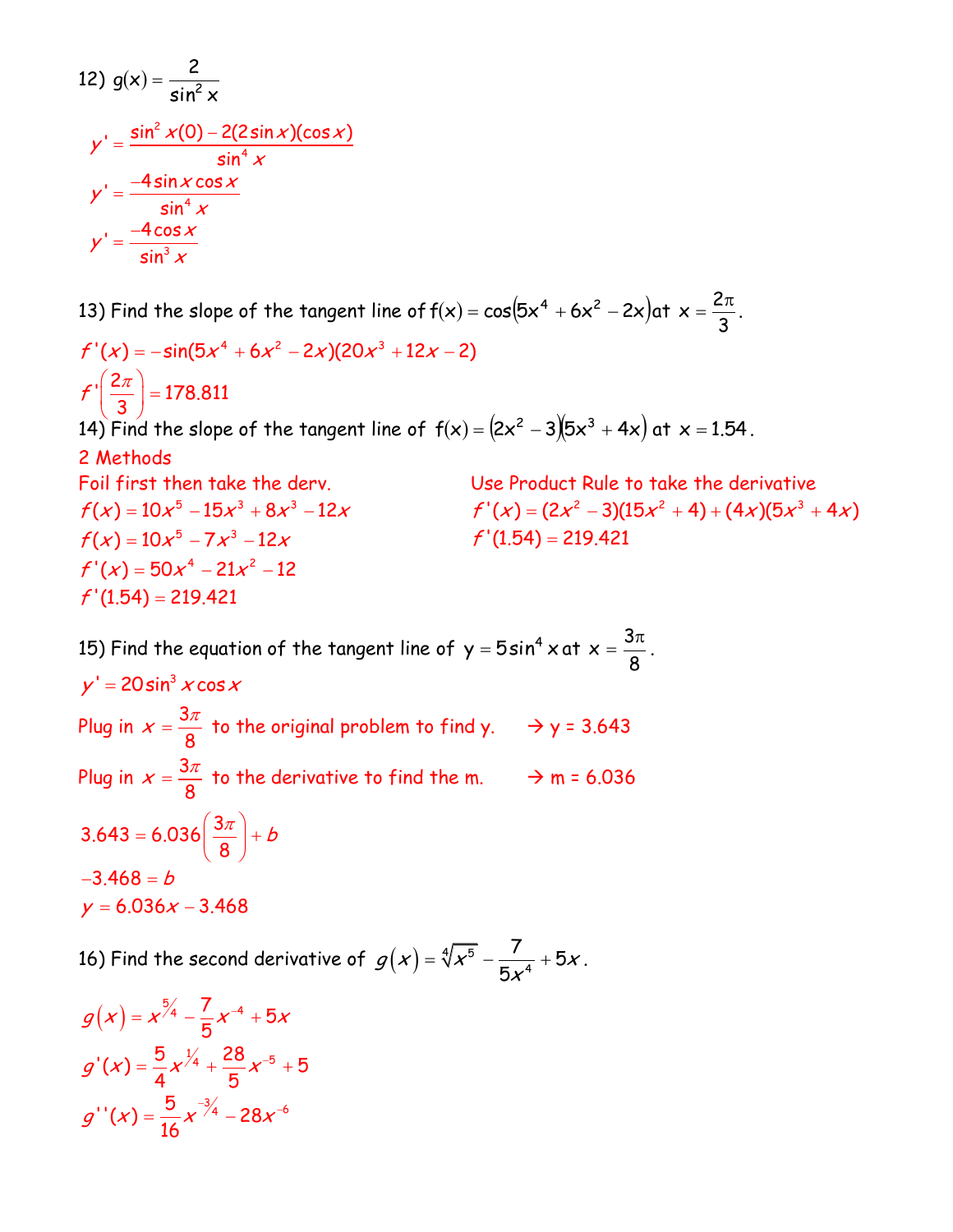12) $g(x) = \dfrac{2}{\sin^2 x}$

$$y' = \frac{\sin^2 x(0) - 2(2\sin x)(\cos x)}{\sin^4 x}$$

$$y' = \frac{-4\sin x \cos x}{\sin^4 x}$$

$$y' = \frac{-4\cos x}{\sin^3 x}$$

13) Find the slope of the tangent line of $f(x) = \cos(5x^4 + 6x^2 - 2x)$ at $x = \dfrac{2\pi}{3}$.

$$f'(x) = -\sin(5x^4 + 6x^2 - 2x)(20x^3 + 12x - 2)$$

$$f'\left(\frac{2\pi}{3}\right) = 178.811$$

14) Find the slope of the tangent line of $f(x) = (2x^2 - 3)(5x^3 + 4x)$ at $x = 1.54$.

2 Methods

Foil first then take the derv.

$$f(x) = 10x^5 - 15x^3 + 8x^3 - 12x$$

$$f(x) = 10x^5 - 7x^3 - 12x$$

$$f'(x) = 50x^4 - 21x^2 - 12$$

$$f'(1.54) = 219.421$$

Use Product Rule to take the derivative

$$f'(x) = (2x^2 - 3)(15x^2 + 4) + (4x)(5x^3 + 4x)$$

$$f'(1.54) = 219.421$$

15) Find the equation of the tangent line of $y = 5\sin^4 x$ at $x = \dfrac{3\pi}{8}$.

$$y' = 20\sin^3 x \cos x$$

Plug in $x = \dfrac{3\pi}{8}$ to the original problem to find y. → y = 3.643

Plug in $x = \dfrac{3\pi}{8}$ to the derivative to find the m. → m = 6.036

$$3.643 = 6.036\left(\frac{3\pi}{8}\right) + b$$

$$-3.468 = b$$

$$y = 6.036x - 3.468$$

16) Find the second derivative of $g(x) = \sqrt[4]{x^5} - \dfrac{7}{5x^4} + 5x$.

$$g(x) = x^{5/4} - \frac{7}{5}x^{-4} + 5x$$

$$g'(x) = \frac{5}{4}x^{1/4} + \frac{28}{5}x^{-5} + 5$$

$$g''(x) = \frac{5}{16}x^{-3/4} - 28x^{-6}$$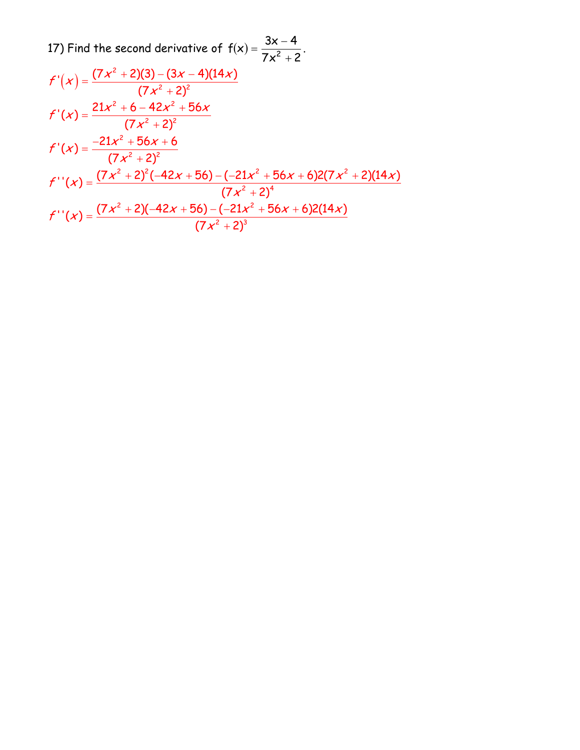17) Find the second derivative of $f(x) = \frac{3x-4}{7x^2+2}$.

$$f'(x) = \frac{(7x^2+2)(3)-(3x-4)(14x)}{(7x^2+2)^2}$$

$$f'(x) = \frac{21x^2+6-42x^2+56x}{(7x^2+2)^2}$$

$$f'(x) = \frac{-21x^2+56x+6}{(7x^2+2)^2}$$

$$f''(x) = \frac{(7x^2+2)^2(-42x+56)-(-21x^2+56x+6)2(7x^2+2)(14x)}{(7x^2+2)^4}$$

$$f''(x) = \frac{(7x^2+2)(-42x+56)-(-21x^2+56x+6)2(14x)}{(7x^2+2)^3}$$